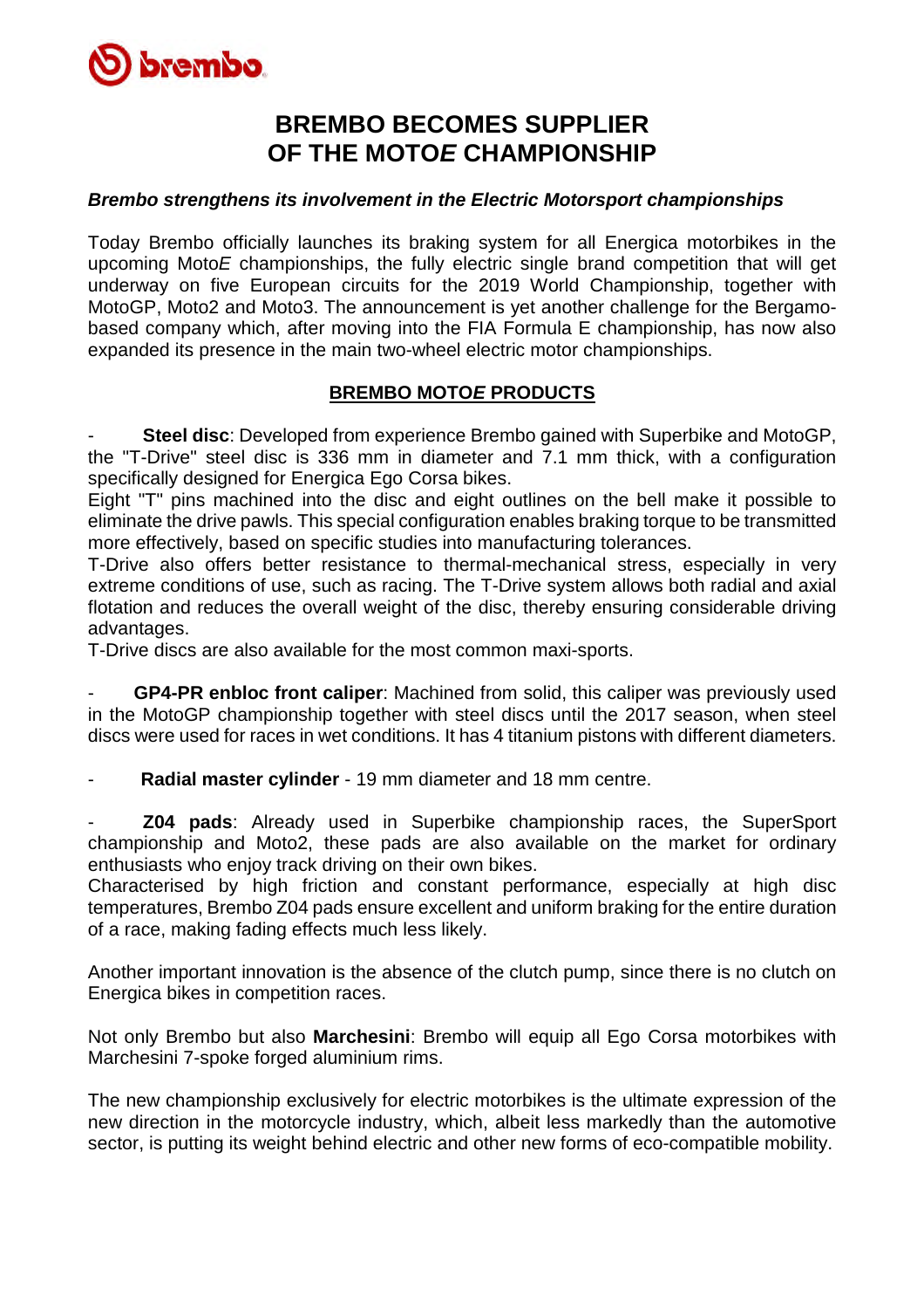# BREMBO BECOMES SUPPLIER OF THE MOTO*E* CHAMPIONSHIP

***Brembo strengthens its involvement in the Electric Motorsport championships***

Today Brembo officially launches its braking system for all Energica motorbikes in the upcoming Moto*E* championships, the fully electric single brand competition that will get underway on five European circuits for the 2019 World Championship, together with MotoGP, Moto2 and Moto3. The announcement is yet another challenge for the Bergamo-based company which, after moving into the FIA Formula E championship, has now also expanded its presence in the main two-wheel electric motor championships.

## BREMBO MOTO*E* PRODUCTS

- **Steel disc**: Developed from experience Brembo gained with Superbike and MotoGP, the "T-Drive" steel disc is 336 mm in diameter and 7.1 mm thick, with a configuration specifically designed for Energica Ego Corsa bikes.
Eight "T" pins machined into the disc and eight outlines on the bell make it possible to eliminate the drive pawls. This special configuration enables braking torque to be transmitted more effectively, based on specific studies into manufacturing tolerances.
T-Drive also offers better resistance to thermal-mechanical stress, especially in very extreme conditions of use, such as racing. The T-Drive system allows both radial and axial flotation and reduces the overall weight of the disc, thereby ensuring considerable driving advantages.
T-Drive discs are also available for the most common maxi-sports.

- **GP4-PR enbloc front caliper**: Machined from solid, this caliper was previously used in the MotoGP championship together with steel discs until the 2017 season, when steel discs were used for races in wet conditions. It has 4 titanium pistons with different diameters.

- **Radial master cylinder** - 19 mm diameter and 18 mm centre.

- **Z04 pads**: Already used in Superbike championship races, the SuperSport championship and Moto2, these pads are also available on the market for ordinary enthusiasts who enjoy track driving on their own bikes.
Characterised by high friction and constant performance, especially at high disc temperatures, Brembo Z04 pads ensure excellent and uniform braking for the entire duration of a race, making fading effects much less likely.

Another important innovation is the absence of the clutch pump, since there is no clutch on Energica bikes in competition races.

Not only Brembo but also **Marchesini**: Brembo will equip all Ego Corsa motorbikes with Marchesini 7-spoke forged aluminium rims.

The new championship exclusively for electric motorbikes is the ultimate expression of the new direction in the motorcycle industry, which, albeit less markedly than the automotive sector, is putting its weight behind electric and other new forms of eco-compatible mobility.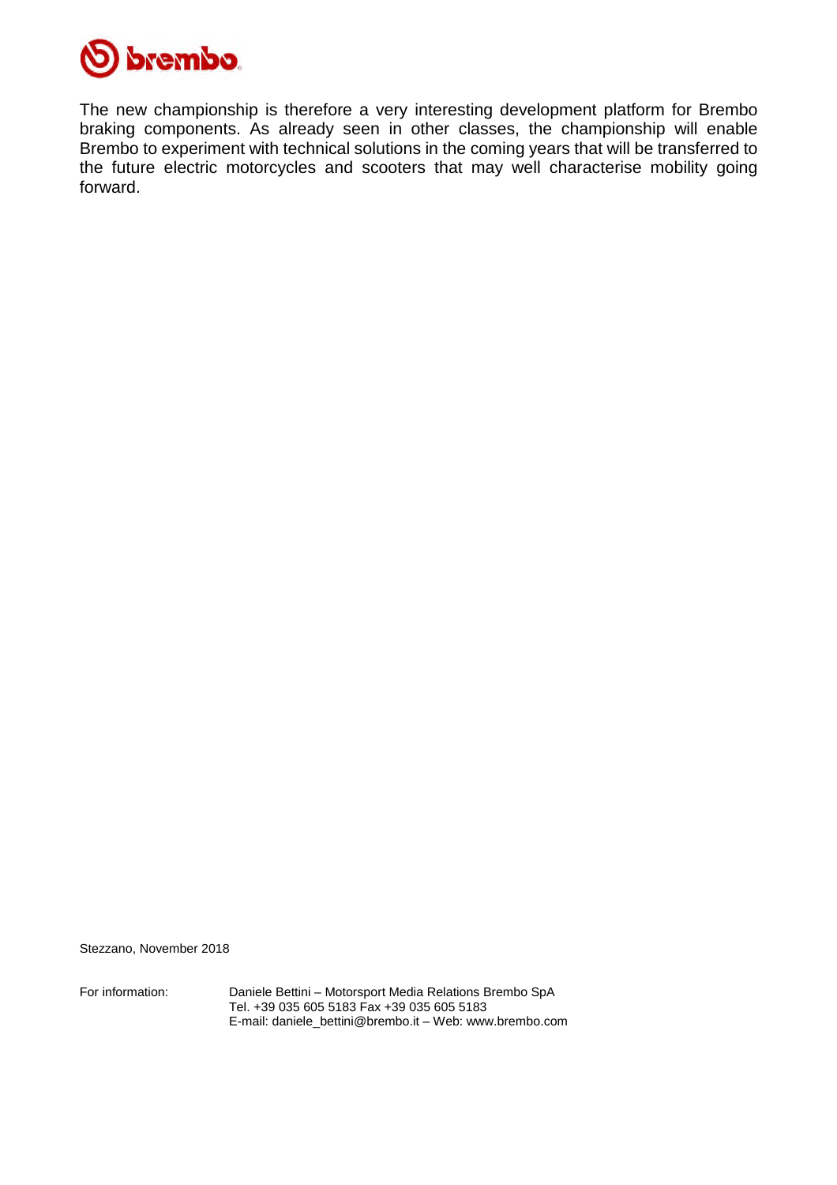The new championship is therefore a very interesting development platform for Brembo braking components. As already seen in other classes, the championship will enable Brembo to experiment with technical solutions in the coming years that will be transferred to the future electric motorcycles and scooters that may well characterise mobility going forward.

Stezzano, November 2018

For information: Daniele Bettini – Motorsport Media Relations Brembo SpA
Tel. +39 035 605 5183 Fax +39 035 605 5183
E-mail: daniele_bettini@brembo.it – Web: www.brembo.com